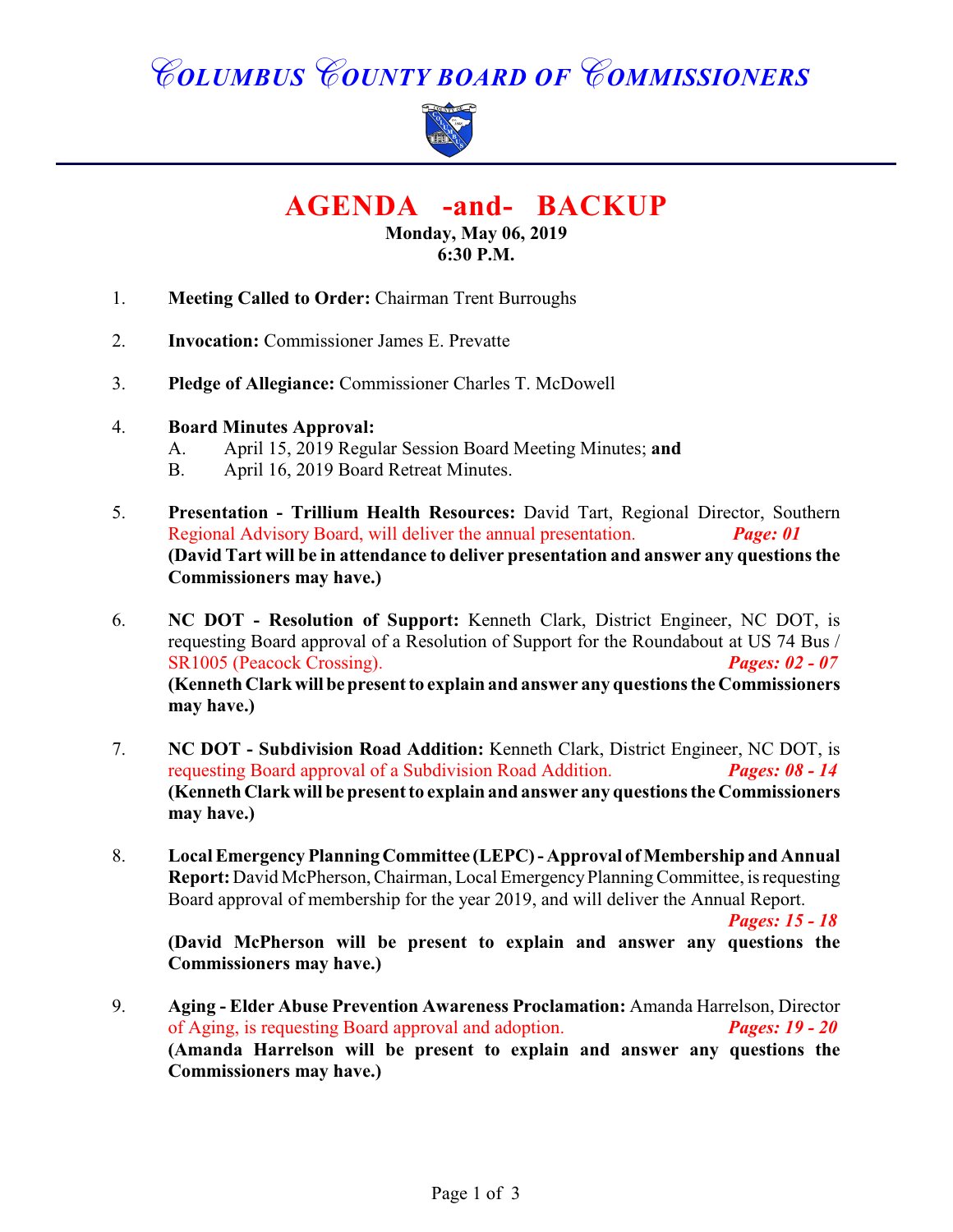# COLUMBUS COUNTY BOARD OF COMMISSIONERS

## AGENDA -and- BACKUP

**Monday, May 06, 2019**
**6:30 P.M.**

1. **Meeting Called to Order:** Chairman Trent Burroughs

2. **Invocation:** Commissioner James E. Prevatte

3. **Pledge of Allegiance:** Commissioner Charles T. McDowell

4. **Board Minutes Approval:**
   - A. April 15, 2019 Regular Session Board Meeting Minutes; **and**
   - B. April 16, 2019 Board Retreat Minutes.

5. **Presentation - Trillium Health Resources:** David Tart, Regional Director, Southern Regional Advisory Board, will deliver the annual presentation. ***Page: 01***
   **(David Tart will be in attendance to deliver presentation and answer any questions the Commissioners may have.)**

6. **NC DOT - Resolution of Support:** Kenneth Clark, District Engineer, NC DOT, is requesting Board approval of a Resolution of Support for the Roundabout at US 74 Bus / SR1005 (Peacock Crossing). ***Pages: 02 - 07***
   **(Kenneth Clark will be present to explain and answer any questions the Commissioners may have.)**

7. **NC DOT - Subdivision Road Addition:** Kenneth Clark, District Engineer, NC DOT, is requesting Board approval of a Subdivision Road Addition. ***Pages: 08 - 14***
   **(Kenneth Clark will be present to explain and answer any questions the Commissioners may have.)**

8. **Local Emergency Planning Committee (LEPC) - Approval of Membership and Annual Report:** David McPherson, Chairman, Local Emergency Planning Committee, is requesting Board approval of membership for the year 2019, and will deliver the Annual Report. ***Pages: 15 - 18***
   **(David McPherson will be present to explain and answer any questions the Commissioners may have.)**

9. **Aging - Elder Abuse Prevention Awareness Proclamation:** Amanda Harrelson, Director of Aging, is requesting Board approval and adoption. ***Pages: 19 - 20***
   **(Amanda Harrelson will be present to explain and answer any questions the Commissioners may have.)**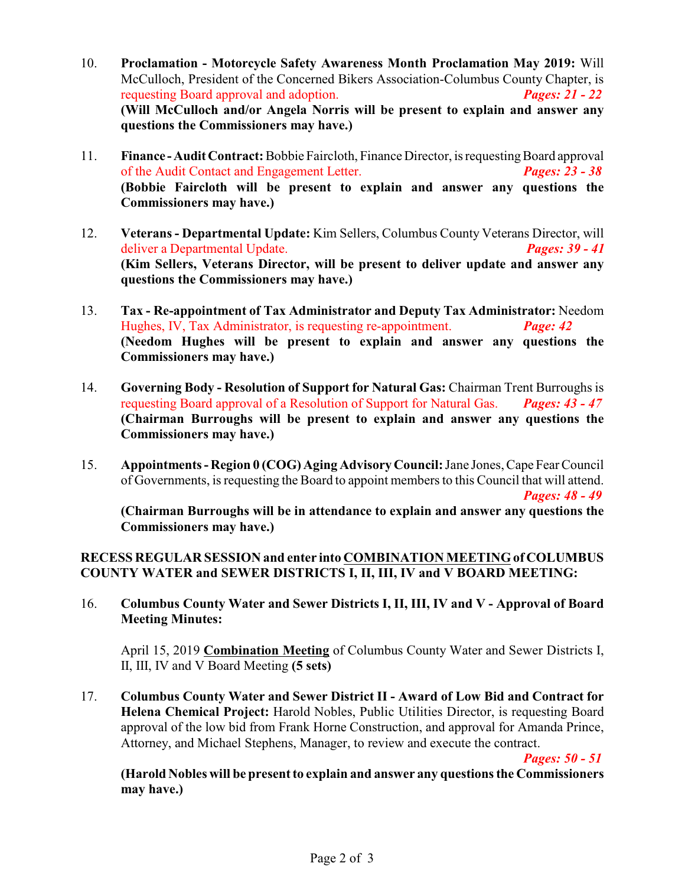10. **Proclamation - Motorcycle Safety Awareness Month Proclamation May 2019:** Will McCulloch, President of the Concerned Bikers Association-Columbus County Chapter, is requesting Board approval and adoption. ***Pages: 21 - 22***
    **(Will McCulloch and/or Angela Norris will be present to explain and answer any questions the Commissioners may have.)**

11. **Finance - Audit Contract:** Bobbie Faircloth, Finance Director, is requesting Board approval of the Audit Contact and Engagement Letter. ***Pages: 23 - 38***
    **(Bobbie Faircloth will be present to explain and answer any questions the Commissioners may have.)**

12. **Veterans - Departmental Update:** Kim Sellers, Columbus County Veterans Director, will deliver a Departmental Update. ***Pages: 39 - 41***
    **(Kim Sellers, Veterans Director, will be present to deliver update and answer any questions the Commissioners may have.)**

13. **Tax - Re-appointment of Tax Administrator and Deputy Tax Administrator:** Needom Hughes, IV, Tax Administrator, is requesting re-appointment. ***Page: 42***
    **(Needom Hughes will be present to explain and answer any questions the Commissioners may have.)**

14. **Governing Body - Resolution of Support for Natural Gas:** Chairman Trent Burroughs is requesting Board approval of a Resolution of Support for Natural Gas. ***Pages: 43 - 47***
    **(Chairman Burroughs will be present to explain and answer any questions the Commissioners may have.)**

15. **Appointments - Region 0 (COG) Aging Advisory Council:** Jane Jones, Cape Fear Council of Governments, is requesting the Board to appoint members to this Council that will attend. ***Pages: 48 - 49***
    **(Chairman Burroughs will be in attendance to explain and answer any questions the Commissioners may have.)**

**RECESS REGULAR SESSION and enter into <u>COMBINATION MEETING</u> of COLUMBUS COUNTY WATER and SEWER DISTRICTS I, II, III, IV and V BOARD MEETING:**

16. **Columbus County Water and Sewer Districts I, II, III, IV and V - Approval of Board Meeting Minutes:**

    April 15, 2019 **<u>Combination Meeting</u>** of Columbus County Water and Sewer Districts I, II, III, IV and V Board Meeting **(5 sets)**

17. **Columbus County Water and Sewer District II - Award of Low Bid and Contract for Helena Chemical Project:** Harold Nobles, Public Utilities Director, is requesting Board approval of the low bid from Frank Horne Construction, and approval for Amanda Prince, Attorney, and Michael Stephens, Manager, to review and execute the contract. ***Pages: 50 - 51***
    **(Harold Nobles will be present to explain and answer any questions the Commissioners may have.)**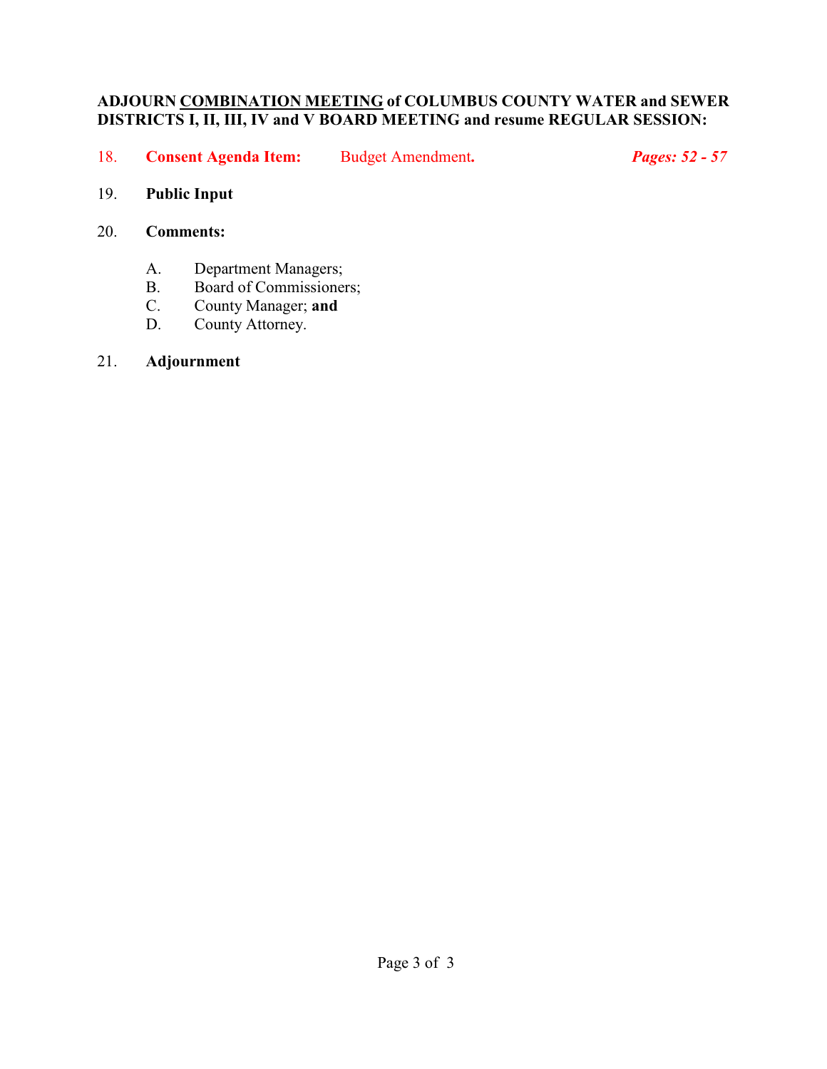**ADJOURN COMBINATION MEETING of COLUMBUS COUNTY WATER and SEWER DISTRICTS I, II, III, IV and V BOARD MEETING and resume REGULAR SESSION:**

18. **Consent Agenda Item:** Budget Amendment**.** ***Pages: 52 - 57***

19. **Public Input**

20. **Comments:**

    A. Department Managers;
    B. Board of Commissioners;
    C. County Manager; **and**
    D. County Attorney.

21. **Adjournment**